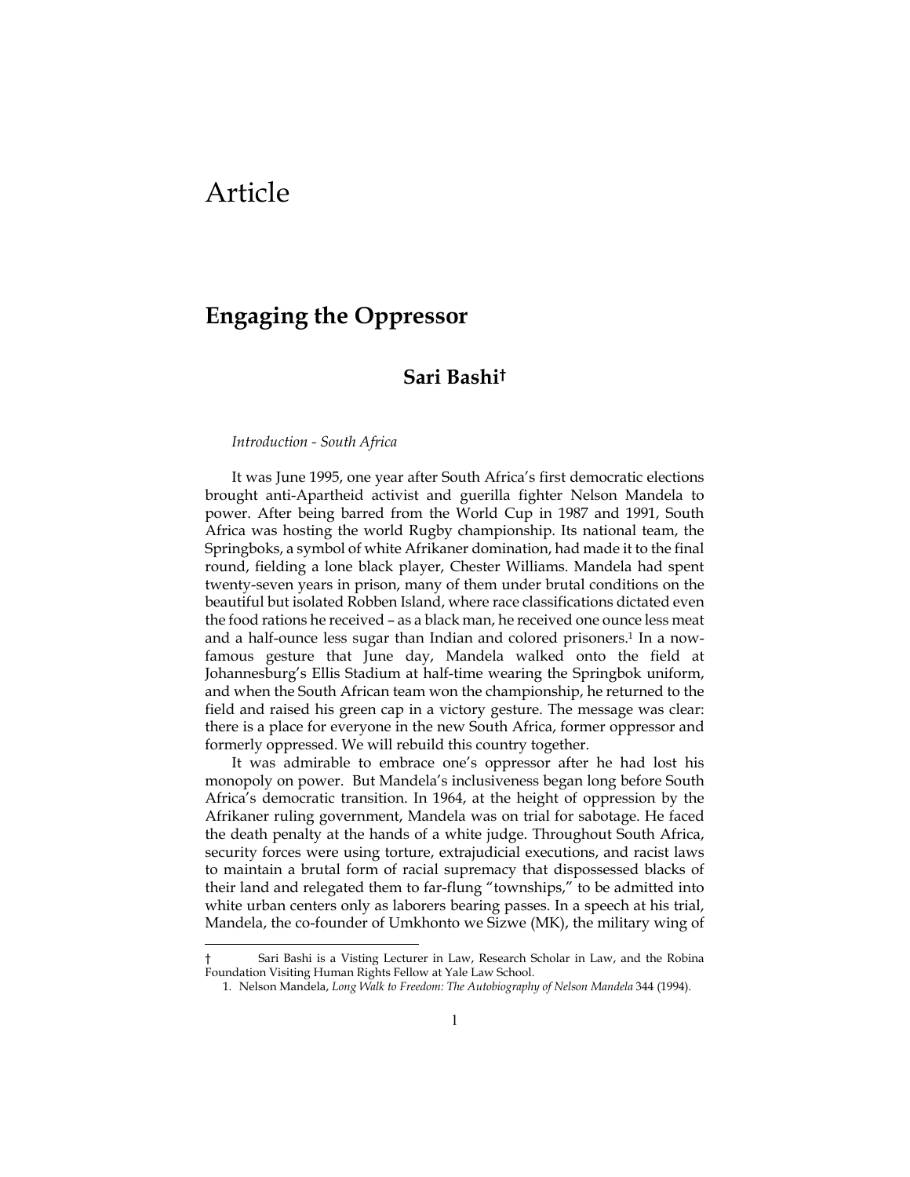# Article

## Engaging the Oppressor

### Sari Bashi†

*Introduction - South Africa*

It was June 1995, one year after South Africa's first democratic elections brought anti-Apartheid activist and guerilla fighter Nelson Mandela to power. After being barred from the World Cup in 1987 and 1991, South Africa was hosting the world Rugby championship. Its national team, the Springboks, a symbol of white Afrikaner domination, had made it to the final round, fielding a lone black player, Chester Williams. Mandela had spent twenty-seven years in prison, many of them under brutal conditions on the beautiful but isolated Robben Island, where race classifications dictated even the food rations he received – as a black man, he received one ounce less meat and a half-ounce less sugar than Indian and colored prisoners.[1] In a now-famous gesture that June day, Mandela walked onto the field at Johannesburg's Ellis Stadium at half-time wearing the Springbok uniform, and when the South African team won the championship, he returned to the field and raised his green cap in a victory gesture. The message was clear: there is a place for everyone in the new South Africa, former oppressor and formerly oppressed. We will rebuild this country together.

It was admirable to embrace one's oppressor after he had lost his monopoly on power. But Mandela's inclusiveness began long before South Africa's democratic transition. In 1964, at the height of oppression by the Afrikaner ruling government, Mandela was on trial for sabotage. He faced the death penalty at the hands of a white judge. Throughout South Africa, security forces were using torture, extrajudicial executions, and racist laws to maintain a brutal form of racial supremacy that dispossessed blacks of their land and relegated them to far-flung "townships," to be admitted into white urban centers only as laborers bearing passes. In a speech at his trial, Mandela, the co-founder of Umkhonto we Sizwe (MK), the military wing of

---

† Sari Bashi is a Visting Lecturer in Law, Research Scholar in Law, and the Robina Foundation Visiting Human Rights Fellow at Yale Law School.

1. Nelson Mandela, *Long Walk to Freedom: The Autobiography of Nelson Mandela* 344 (1994).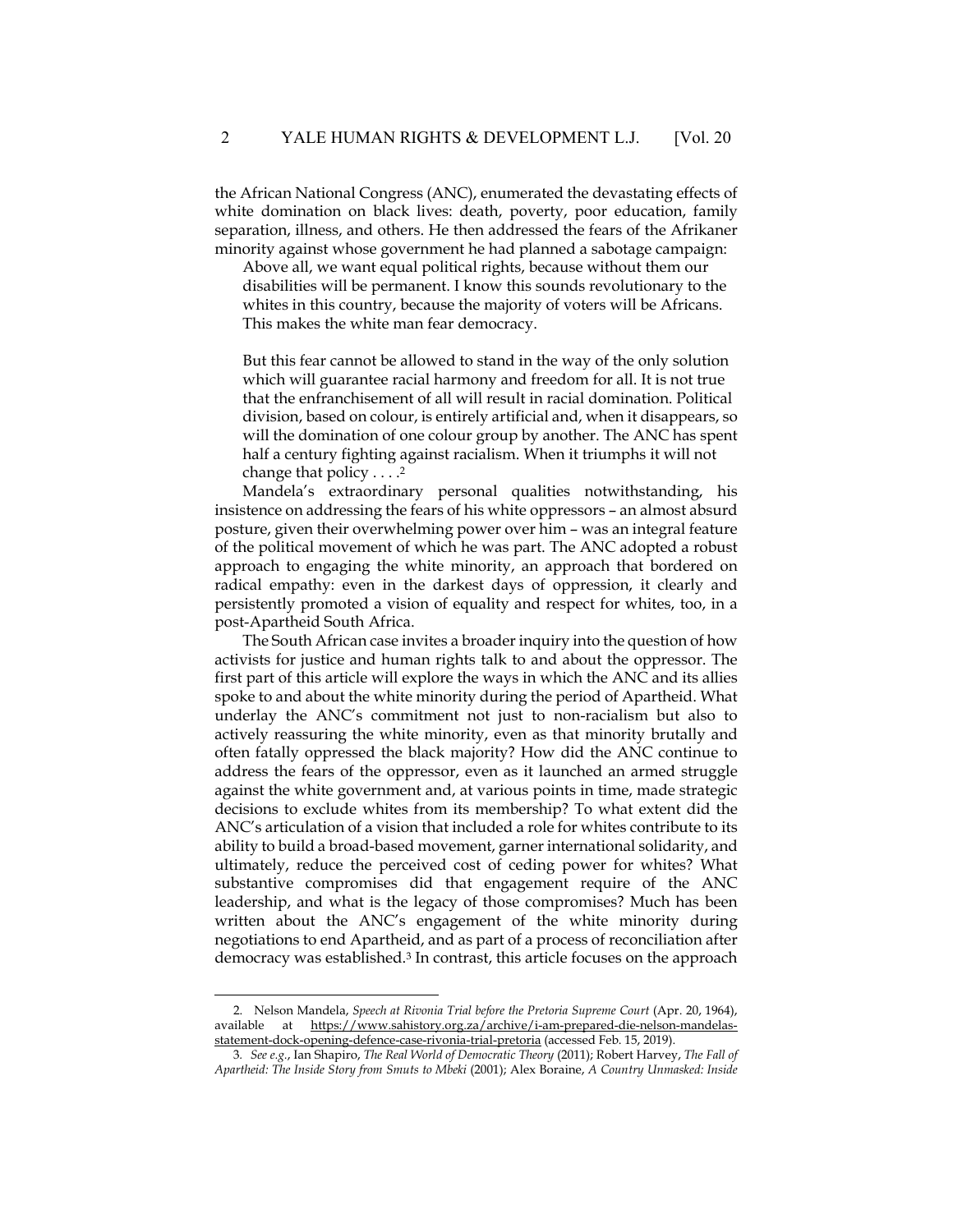the African National Congress (ANC), enumerated the devastating effects of white domination on black lives: death, poverty, poor education, family separation, illness, and others. He then addressed the fears of the Afrikaner minority against whose government he had planned a sabotage campaign:

> Above all, we want equal political rights, because without them our disabilities will be permanent. I know this sounds revolutionary to the whites in this country, because the majority of voters will be Africans. This makes the white man fear democracy.
>
> But this fear cannot be allowed to stand in the way of the only solution which will guarantee racial harmony and freedom for all. It is not true that the enfranchisement of all will result in racial domination. Political division, based on colour, is entirely artificial and, when it disappears, so will the domination of one colour group by another. The ANC has spent half a century fighting against racialism. When it triumphs it will not change that policy . . . .[2]

Mandela's extraordinary personal qualities notwithstanding, his insistence on addressing the fears of his white oppressors – an almost absurd posture, given their overwhelming power over him – was an integral feature of the political movement of which he was part. The ANC adopted a robust approach to engaging the white minority, an approach that bordered on radical empathy: even in the darkest days of oppression, it clearly and persistently promoted a vision of equality and respect for whites, too, in a post-Apartheid South Africa.

The South African case invites a broader inquiry into the question of how activists for justice and human rights talk to and about the oppressor. The first part of this article will explore the ways in which the ANC and its allies spoke to and about the white minority during the period of Apartheid. What underlay the ANC's commitment not just to non-racialism but also to actively reassuring the white minority, even as that minority brutally and often fatally oppressed the black majority? How did the ANC continue to address the fears of the oppressor, even as it launched an armed struggle against the white government and, at various points in time, made strategic decisions to exclude whites from its membership? To what extent did the ANC's articulation of a vision that included a role for whites contribute to its ability to build a broad-based movement, garner international solidarity, and ultimately, reduce the perceived cost of ceding power for whites? What substantive compromises did that engagement require of the ANC leadership, and what is the legacy of those compromises? Much has been written about the ANC's engagement of the white minority during negotiations to end Apartheid, and as part of a process of reconciliation after democracy was established.[3] In contrast, this article focuses on the approach

---

2. Nelson Mandela, *Speech at Rivonia Trial before the Pretoria Supreme Court* (Apr. 20, 1964), available at https://www.sahistory.org.za/archive/i-am-prepared-die-nelson-mandelas-statement-dock-opening-defence-case-rivonia-trial-pretoria (accessed Feb. 15, 2019).

3. *See e.g.*, Ian Shapiro, *The Real World of Democratic Theory* (2011); Robert Harvey, *The Fall of Apartheid: The Inside Story from Smuts to Mbeki* (2001); Alex Boraine, *A Country Unmasked: Inside*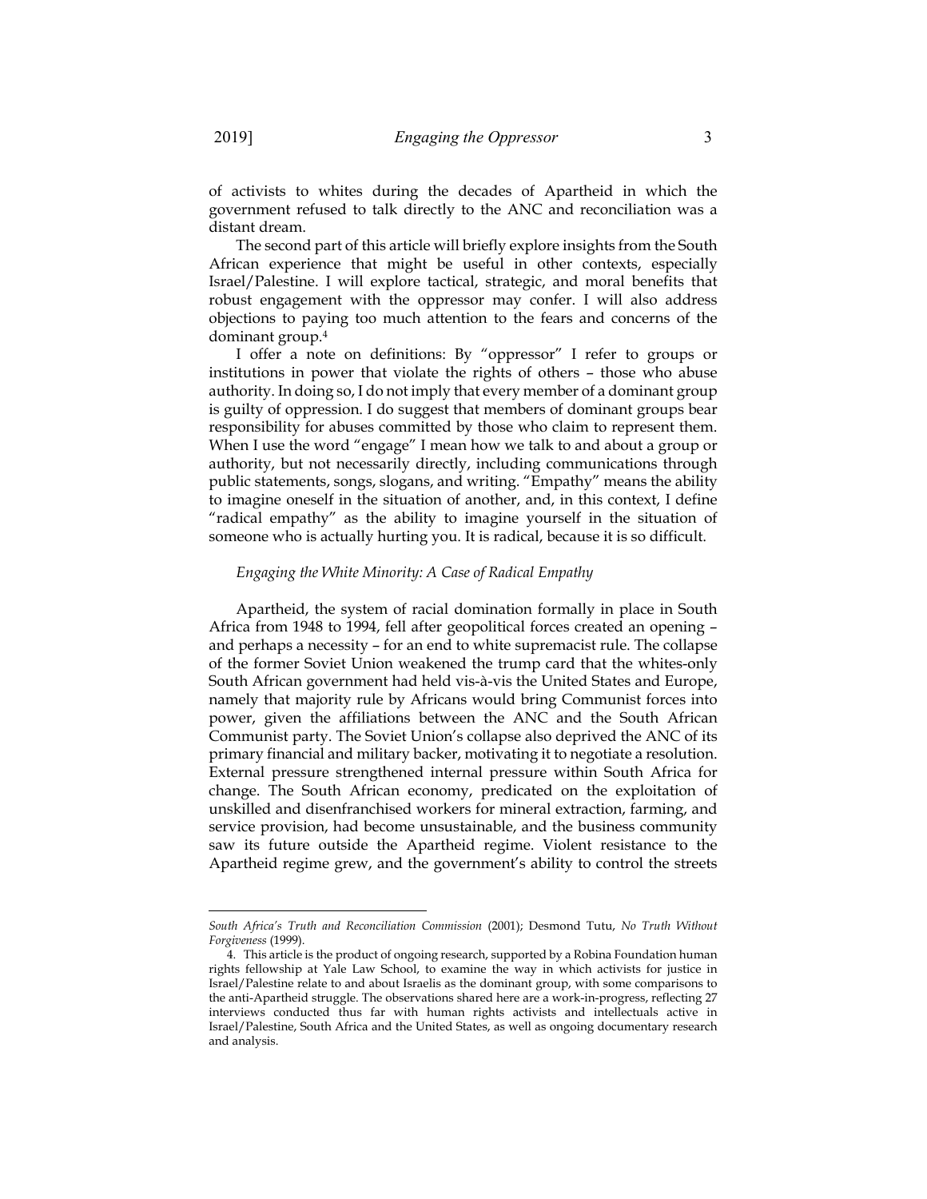of activists to whites during the decades of Apartheid in which the government refused to talk directly to the ANC and reconciliation was a distant dream.

The second part of this article will briefly explore insights from the South African experience that might be useful in other contexts, especially Israel/Palestine. I will explore tactical, strategic, and moral benefits that robust engagement with the oppressor may confer. I will also address objections to paying too much attention to the fears and concerns of the dominant group.[4]

I offer a note on definitions: By "oppressor" I refer to groups or institutions in power that violate the rights of others – those who abuse authority. In doing so, I do not imply that every member of a dominant group is guilty of oppression. I do suggest that members of dominant groups bear responsibility for abuses committed by those who claim to represent them. When I use the word "engage" I mean how we talk to and about a group or authority, but not necessarily directly, including communications through public statements, songs, slogans, and writing. "Empathy" means the ability to imagine oneself in the situation of another, and, in this context, I define "radical empathy" as the ability to imagine yourself in the situation of someone who is actually hurting you. It is radical, because it is so difficult.

### *Engaging the White Minority: A Case of Radical Empathy*

Apartheid, the system of racial domination formally in place in South Africa from 1948 to 1994, fell after geopolitical forces created an opening – and perhaps a necessity – for an end to white supremacist rule. The collapse of the former Soviet Union weakened the trump card that the whites-only South African government had held vis-à-vis the United States and Europe, namely that majority rule by Africans would bring Communist forces into power, given the affiliations between the ANC and the South African Communist party. The Soviet Union's collapse also deprived the ANC of its primary financial and military backer, motivating it to negotiate a resolution. External pressure strengthened internal pressure within South Africa for change. The South African economy, predicated on the exploitation of unskilled and disenfranchised workers for mineral extraction, farming, and service provision, had become unsustainable, and the business community saw its future outside the Apartheid regime. Violent resistance to the Apartheid regime grew, and the government's ability to control the streets

---

*South Africa's Truth and Reconciliation Commission* (2001); Desmond Tutu, *No Truth Without Forgiveness* (1999).

4. This article is the product of ongoing research, supported by a Robina Foundation human rights fellowship at Yale Law School, to examine the way in which activists for justice in Israel/Palestine relate to and about Israelis as the dominant group, with some comparisons to the anti-Apartheid struggle. The observations shared here are a work-in-progress, reflecting 27 interviews conducted thus far with human rights activists and intellectuals active in Israel/Palestine, South Africa and the United States, as well as ongoing documentary research and analysis.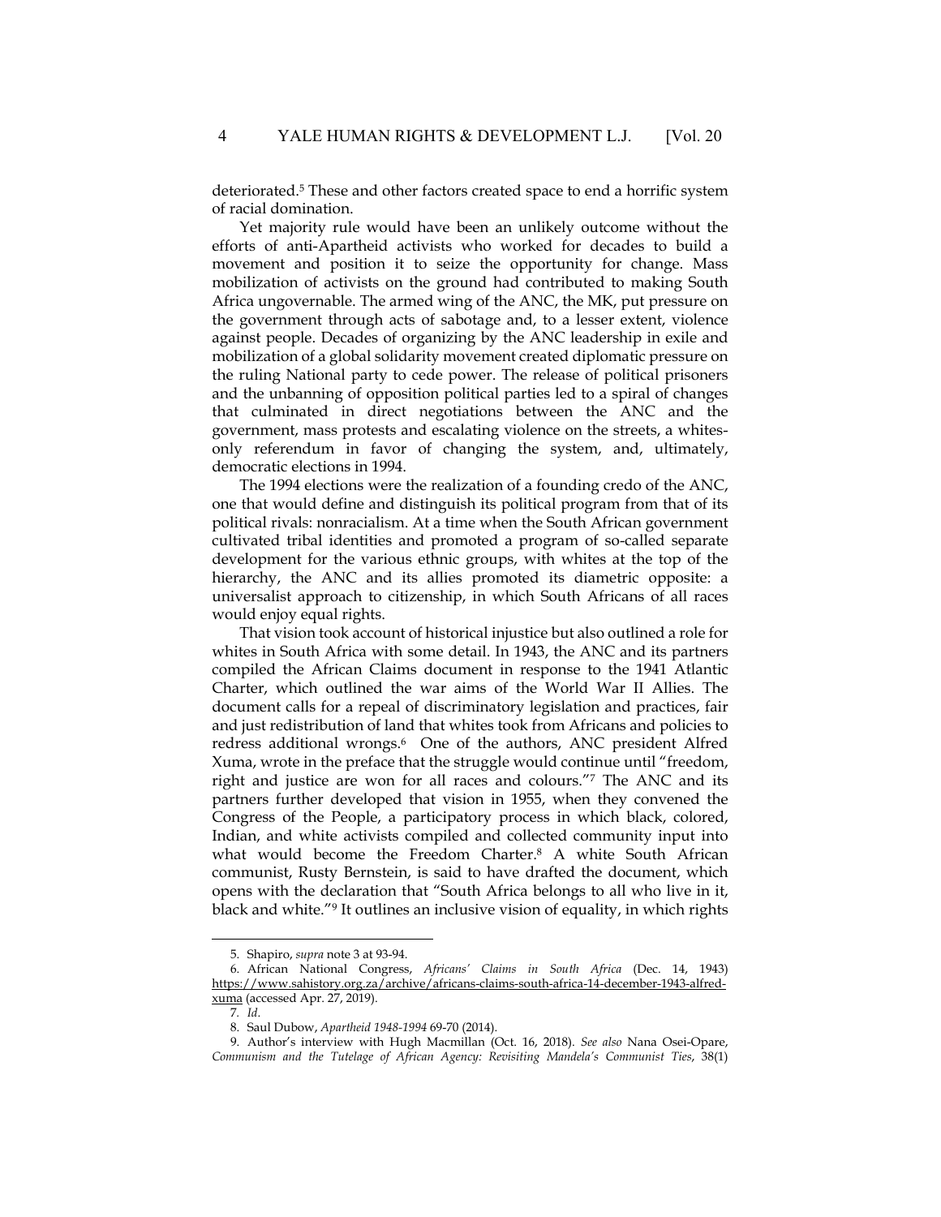deteriorated.[5] These and other factors created space to end a horrific system of racial domination.

Yet majority rule would have been an unlikely outcome without the efforts of anti-Apartheid activists who worked for decades to build a movement and position it to seize the opportunity for change. Mass mobilization of activists on the ground had contributed to making South Africa ungovernable. The armed wing of the ANC, the MK, put pressure on the government through acts of sabotage and, to a lesser extent, violence against people. Decades of organizing by the ANC leadership in exile and mobilization of a global solidarity movement created diplomatic pressure on the ruling National party to cede power. The release of political prisoners and the unbanning of opposition political parties led to a spiral of changes that culminated in direct negotiations between the ANC and the government, mass protests and escalating violence on the streets, a whites-only referendum in favor of changing the system, and, ultimately, democratic elections in 1994.

The 1994 elections were the realization of a founding credo of the ANC, one that would define and distinguish its political program from that of its political rivals: nonracialism. At a time when the South African government cultivated tribal identities and promoted a program of so-called separate development for the various ethnic groups, with whites at the top of the hierarchy, the ANC and its allies promoted its diametric opposite: a universalist approach to citizenship, in which South Africans of all races would enjoy equal rights.

That vision took account of historical injustice but also outlined a role for whites in South Africa with some detail. In 1943, the ANC and its partners compiled the African Claims document in response to the 1941 Atlantic Charter, which outlined the war aims of the World War II Allies. The document calls for a repeal of discriminatory legislation and practices, fair and just redistribution of land that whites took from Africans and policies to redress additional wrongs.[6] One of the authors, ANC president Alfred Xuma, wrote in the preface that the struggle would continue until "freedom, right and justice are won for all races and colours."[7] The ANC and its partners further developed that vision in 1955, when they convened the Congress of the People, a participatory process in which black, colored, Indian, and white activists compiled and collected community input into what would become the Freedom Charter.[8] A white South African communist, Rusty Bernstein, is said to have drafted the document, which opens with the declaration that "South Africa belongs to all who live in it, black and white."[9] It outlines an inclusive vision of equality, in which rights

---

5. Shapiro, *supra* note 3 at 93-94.

6. African National Congress, *Africans' Claims in South Africa* (Dec. 14, 1943) https://www.sahistory.org.za/archive/africans-claims-south-africa-14-december-1943-alfred-xuma (accessed Apr. 27, 2019).

7. *Id.*

8. Saul Dubow, *Apartheid 1948-1994* 69-70 (2014).

9. Author's interview with Hugh Macmillan (Oct. 16, 2018). *See also* Nana Osei-Opare, *Communism and the Tutelage of African Agency: Revisiting Mandela's Communist Ties*, 38(1)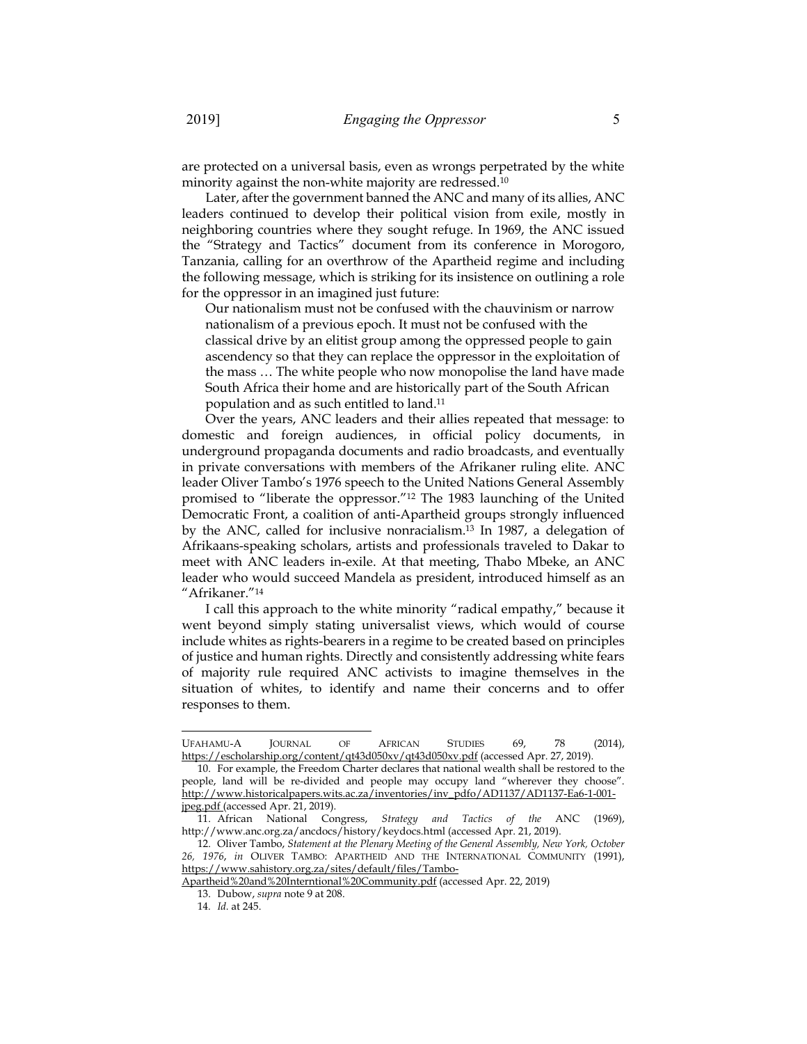are protected on a universal basis, even as wrongs perpetrated by the white minority against the non-white majority are redressed.[10]

Later, after the government banned the ANC and many of its allies, ANC leaders continued to develop their political vision from exile, mostly in neighboring countries where they sought refuge. In 1969, the ANC issued the "Strategy and Tactics" document from its conference in Morogoro, Tanzania, calling for an overthrow of the Apartheid regime and including the following message, which is striking for its insistence on outlining a role for the oppressor in an imagined just future:

> Our nationalism must not be confused with the chauvinism or narrow nationalism of a previous epoch. It must not be confused with the classical drive by an elitist group among the oppressed people to gain ascendency so that they can replace the oppressor in the exploitation of the mass … The white people who now monopolise the land have made South Africa their home and are historically part of the South African population and as such entitled to land.[11]

Over the years, ANC leaders and their allies repeated that message: to domestic and foreign audiences, in official policy documents, in underground propaganda documents and radio broadcasts, and eventually in private conversations with members of the Afrikaner ruling elite. ANC leader Oliver Tambo's 1976 speech to the United Nations General Assembly promised to "liberate the oppressor."[12] The 1983 launching of the United Democratic Front, a coalition of anti-Apartheid groups strongly influenced by the ANC, called for inclusive nonracialism.[13] In 1987, a delegation of Afrikaans-speaking scholars, artists and professionals traveled to Dakar to meet with ANC leaders in-exile. At that meeting, Thabo Mbeke, an ANC leader who would succeed Mandela as president, introduced himself as an "Afrikaner."[14]

I call this approach to the white minority "radical empathy," because it went beyond simply stating universalist views, which would of course include whites as rights-bearers in a regime to be created based on principles of justice and human rights. Directly and consistently addressing white fears of majority rule required ANC activists to imagine themselves in the situation of whites, to identify and name their concerns and to offer responses to them.

---

UFAHAMU-A JOURNAL OF AFRICAN STUDIES 69, 78 (2014), https://escholarship.org/content/qt43d050xv/qt43d050xv.pdf (accessed Apr. 27, 2019).

10. For example, the Freedom Charter declares that national wealth shall be restored to the people, land will be re-divided and people may occupy land "wherever they choose". http://www.historicalpapers.wits.ac.za/inventories/inv_pdfo/AD1137/AD1137-Ea6-1-001-jpeg.pdf (accessed Apr. 21, 2019).

11. African National Congress, *Strategy and Tactics of the* ANC (1969), http://www.anc.org.za/ancdocs/history/keydocs.html (accessed Apr. 21, 2019).

12. Oliver Tambo, *Statement at the Plenary Meeting of the General Assembly, New York, October 26, 1976*, *in* OLIVER TAMBO: APARTHEID AND THE INTERNATIONAL COMMUNITY (1991), https://www.sahistory.org.za/sites/default/files/Tambo-Apartheid%20and%20Interntional%20Community.pdf (accessed Apr. 22, 2019)

13. Dubow, *supra* note 9 at 208.

14. *Id.* at 245.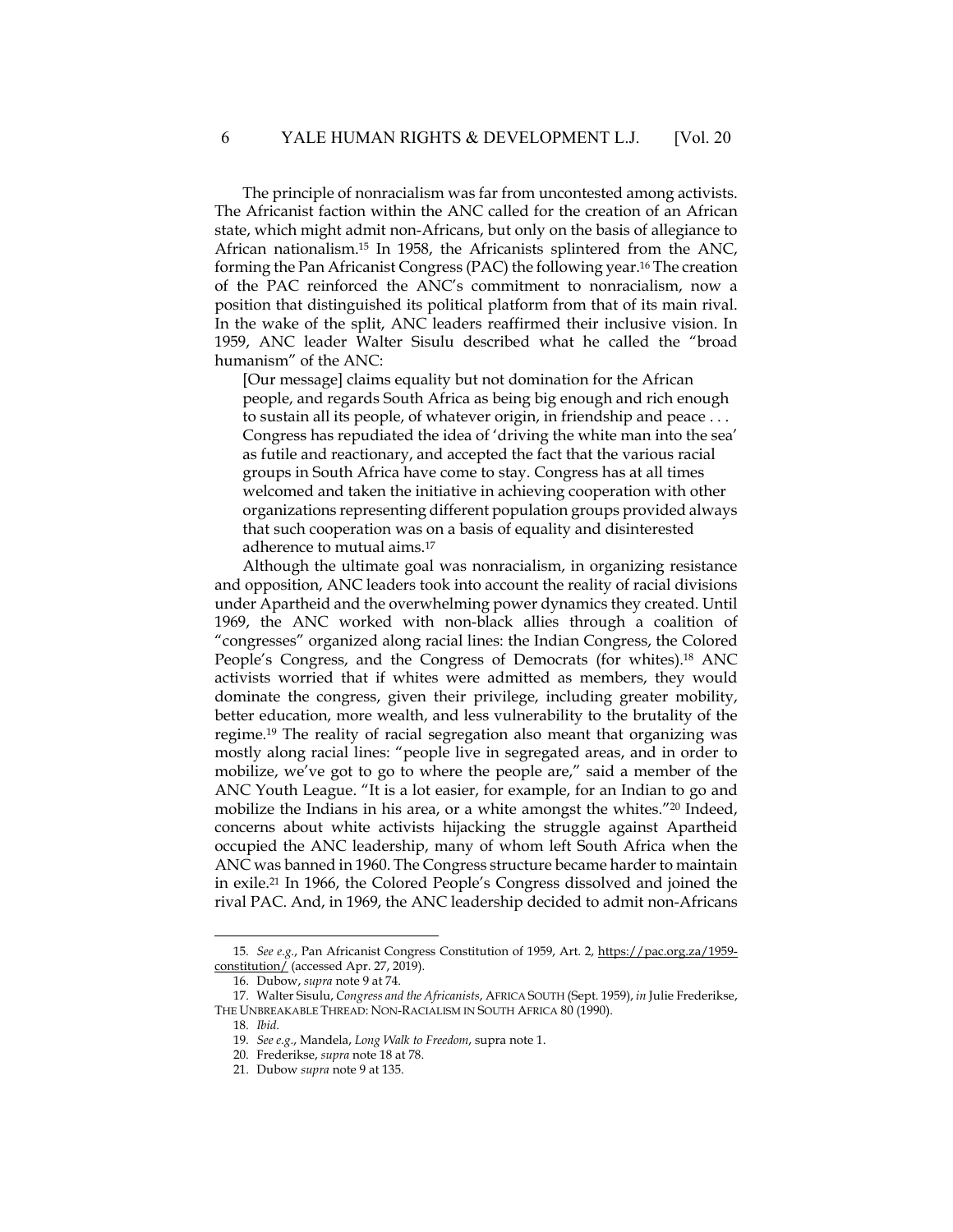The principle of nonracialism was far from uncontested among activists. The Africanist faction within the ANC called for the creation of an African state, which might admit non-Africans, but only on the basis of allegiance to African nationalism.[15] In 1958, the Africanists splintered from the ANC, forming the Pan Africanist Congress (PAC) the following year.[16] The creation of the PAC reinforced the ANC's commitment to nonracialism, now a position that distinguished its political platform from that of its main rival. In the wake of the split, ANC leaders reaffirmed their inclusive vision. In 1959, ANC leader Walter Sisulu described what he called the "broad humanism" of the ANC:

> [Our message] claims equality but not domination for the African people, and regards South Africa as being big enough and rich enough to sustain all its people, of whatever origin, in friendship and peace . . . Congress has repudiated the idea of 'driving the white man into the sea' as futile and reactionary, and accepted the fact that the various racial groups in South Africa have come to stay. Congress has at all times welcomed and taken the initiative in achieving cooperation with other organizations representing different population groups provided always that such cooperation was on a basis of equality and disinterested adherence to mutual aims.[17]

Although the ultimate goal was nonracialism, in organizing resistance and opposition, ANC leaders took into account the reality of racial divisions under Apartheid and the overwhelming power dynamics they created. Until 1969, the ANC worked with non-black allies through a coalition of "congresses" organized along racial lines: the Indian Congress, the Colored People's Congress, and the Congress of Democrats (for whites).[18] ANC activists worried that if whites were admitted as members, they would dominate the congress, given their privilege, including greater mobility, better education, more wealth, and less vulnerability to the brutality of the regime.[19] The reality of racial segregation also meant that organizing was mostly along racial lines: "people live in segregated areas, and in order to mobilize, we've got to go to where the people are," said a member of the ANC Youth League. "It is a lot easier, for example, for an Indian to go and mobilize the Indians in his area, or a white amongst the whites."[20] Indeed, concerns about white activists hijacking the struggle against Apartheid occupied the ANC leadership, many of whom left South Africa when the ANC was banned in 1960. The Congress structure became harder to maintain in exile.[21] In 1966, the Colored People's Congress dissolved and joined the rival PAC. And, in 1969, the ANC leadership decided to admit non-Africans

---

15. *See e.g.*, Pan Africanist Congress Constitution of 1959, Art. 2, https://pac.org.za/1959-constitution/ (accessed Apr. 27, 2019).

16. Dubow, *supra* note 9 at 74.

17. Walter Sisulu, *Congress and the Africanists*, AFRICA SOUTH (Sept. 1959), *in* Julie Frederikse, THE UNBREAKABLE THREAD: NON-RACIALISM IN SOUTH AFRICA 80 (1990).

18. *Ibid.*

19. *See e.g.*, Mandela, *Long Walk to Freedom*, supra note 1.

20. Frederikse, *supra* note 18 at 78.

21. Dubow *supra* note 9 at 135.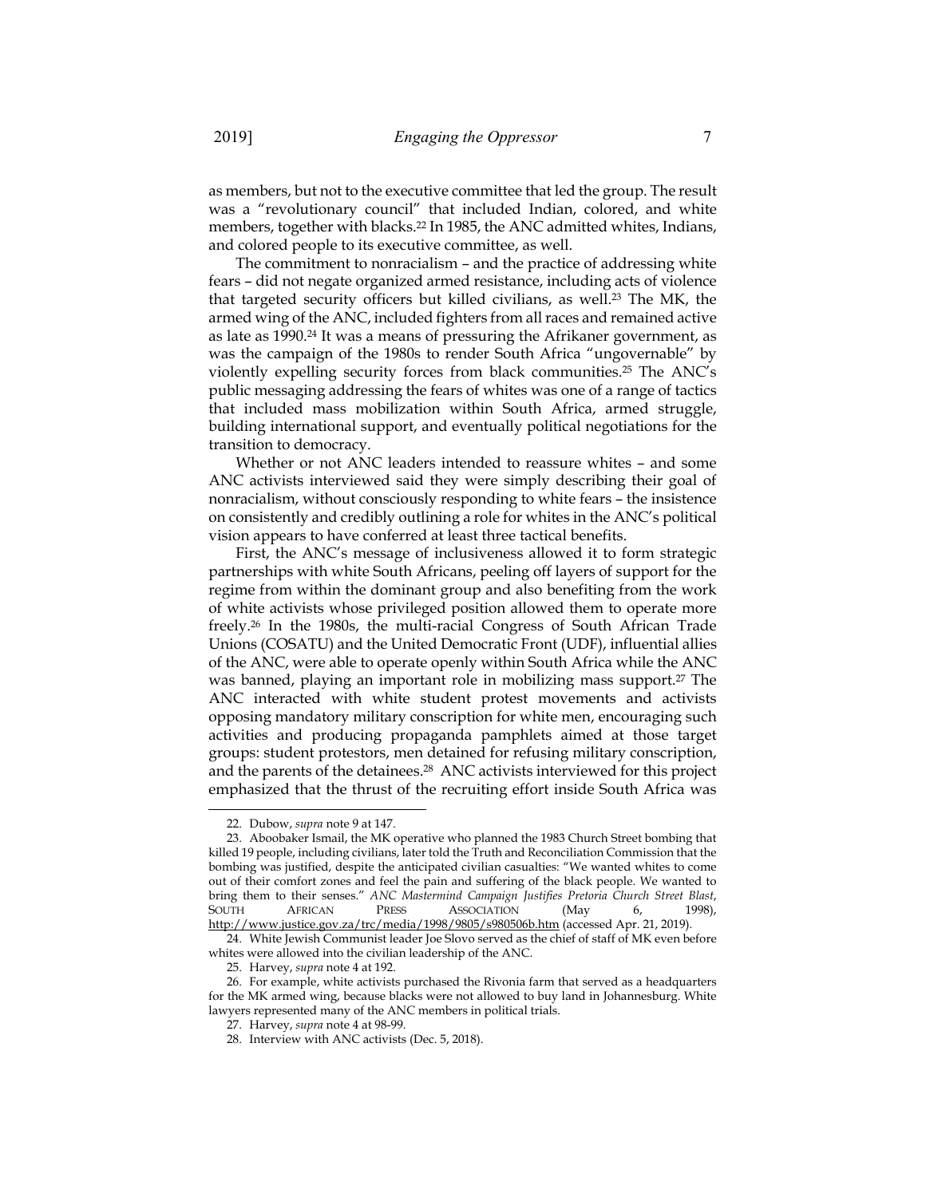as members, but not to the executive committee that led the group. The result was a "revolutionary council" that included Indian, colored, and white members, together with blacks.[22] In 1985, the ANC admitted whites, Indians, and colored people to its executive committee, as well.

The commitment to nonracialism – and the practice of addressing white fears – did not negate organized armed resistance, including acts of violence that targeted security officers but killed civilians, as well.[23] The MK, the armed wing of the ANC, included fighters from all races and remained active as late as 1990.[24] It was a means of pressuring the Afrikaner government, as was the campaign of the 1980s to render South Africa "ungovernable" by violently expelling security forces from black communities.[25] The ANC's public messaging addressing the fears of whites was one of a range of tactics that included mass mobilization within South Africa, armed struggle, building international support, and eventually political negotiations for the transition to democracy.

Whether or not ANC leaders intended to reassure whites – and some ANC activists interviewed said they were simply describing their goal of nonracialism, without consciously responding to white fears – the insistence on consistently and credibly outlining a role for whites in the ANC's political vision appears to have conferred at least three tactical benefits.

First, the ANC's message of inclusiveness allowed it to form strategic partnerships with white South Africans, peeling off layers of support for the regime from within the dominant group and also benefiting from the work of white activists whose privileged position allowed them to operate more freely.[26] In the 1980s, the multi-racial Congress of South African Trade Unions (COSATU) and the United Democratic Front (UDF), influential allies of the ANC, were able to operate openly within South Africa while the ANC was banned, playing an important role in mobilizing mass support.[27] The ANC interacted with white student protest movements and activists opposing mandatory military conscription for white men, encouraging such activities and producing propaganda pamphlets aimed at those target groups: student protestors, men detained for refusing military conscription, and the parents of the detainees.[28] ANC activists interviewed for this project emphasized that the thrust of the recruiting effort inside South Africa was

---

22. Dubow, *supra* note 9 at 147.

23. Aboobaker Ismail, the MK operative who planned the 1983 Church Street bombing that killed 19 people, including civilians, later told the Truth and Reconciliation Commission that the bombing was justified, despite the anticipated civilian casualties: "We wanted whites to come out of their comfort zones and feel the pain and suffering of the black people. We wanted to bring them to their senses." *ANC Mastermind Campaign Justifies Pretoria Church Street Blast*, SOUTH AFRICAN PRESS ASSOCIATION (May 6, 1998), http://www.justice.gov.za/trc/media/1998/9805/s980506b.htm (accessed Apr. 21, 2019).

24. White Jewish Communist leader Joe Slovo served as the chief of staff of MK even before whites were allowed into the civilian leadership of the ANC.

25. Harvey, *supra* note 4 at 192.

26. For example, white activists purchased the Rivonia farm that served as a headquarters for the MK armed wing, because blacks were not allowed to buy land in Johannesburg. White lawyers represented many of the ANC members in political trials.

27. Harvey, *supra* note 4 at 98-99.

28. Interview with ANC activists (Dec. 5, 2018).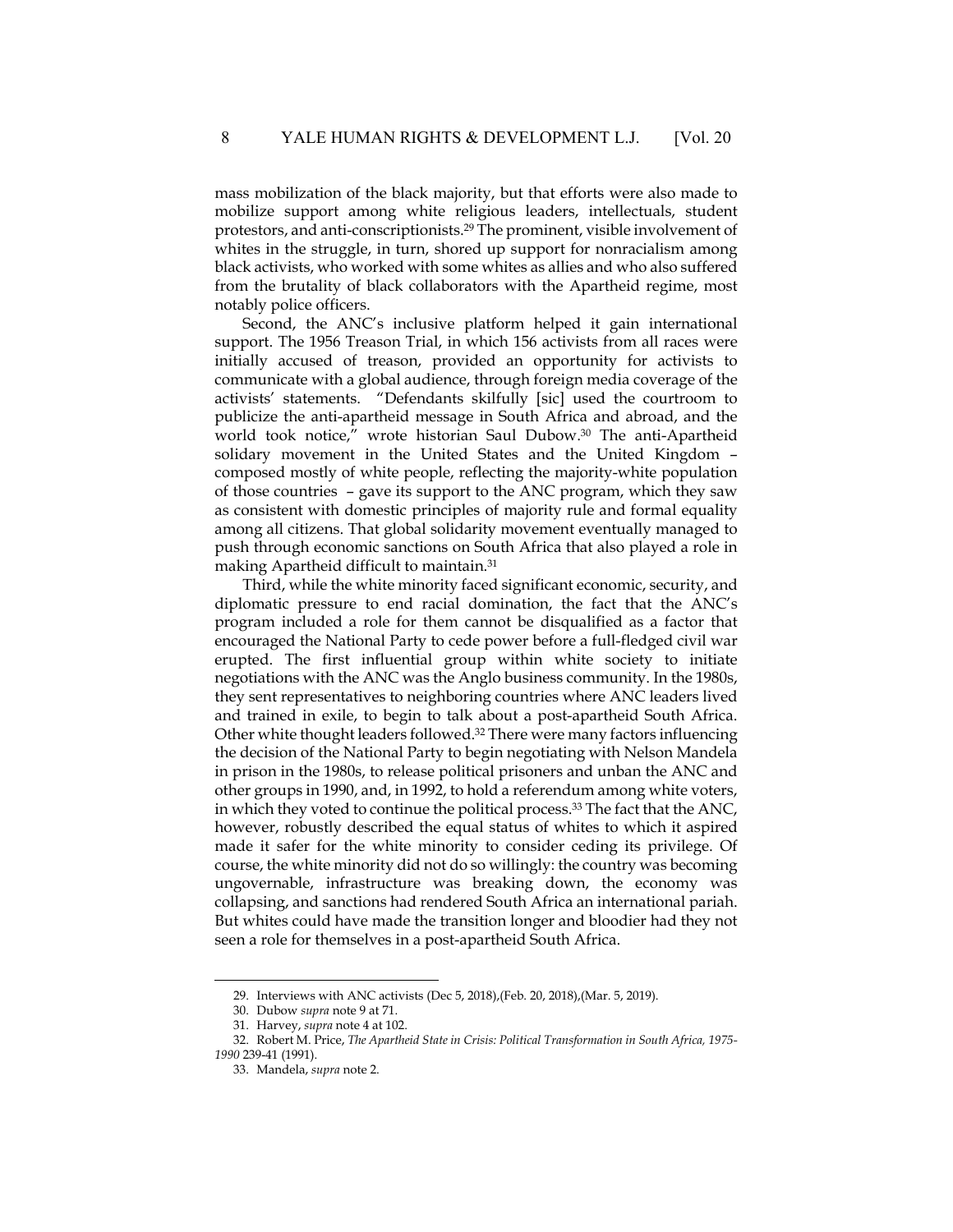mass mobilization of the black majority, but that efforts were also made to mobilize support among white religious leaders, intellectuals, student protestors, and anti-conscriptionists.[29] The prominent, visible involvement of whites in the struggle, in turn, shored up support for nonracialism among black activists, who worked with some whites as allies and who also suffered from the brutality of black collaborators with the Apartheid regime, most notably police officers.

Second, the ANC's inclusive platform helped it gain international support. The 1956 Treason Trial, in which 156 activists from all races were initially accused of treason, provided an opportunity for activists to communicate with a global audience, through foreign media coverage of the activists' statements. "Defendants skilfully [sic] used the courtroom to publicize the anti-apartheid message in South Africa and abroad, and the world took notice," wrote historian Saul Dubow.[30] The anti-Apartheid solidary movement in the United States and the United Kingdom – composed mostly of white people, reflecting the majority-white population of those countries – gave its support to the ANC program, which they saw as consistent with domestic principles of majority rule and formal equality among all citizens. That global solidarity movement eventually managed to push through economic sanctions on South Africa that also played a role in making Apartheid difficult to maintain.[31]

Third, while the white minority faced significant economic, security, and diplomatic pressure to end racial domination, the fact that the ANC's program included a role for them cannot be disqualified as a factor that encouraged the National Party to cede power before a full-fledged civil war erupted. The first influential group within white society to initiate negotiations with the ANC was the Anglo business community. In the 1980s, they sent representatives to neighboring countries where ANC leaders lived and trained in exile, to begin to talk about a post-apartheid South Africa. Other white thought leaders followed.[32] There were many factors influencing the decision of the National Party to begin negotiating with Nelson Mandela in prison in the 1980s, to release political prisoners and unban the ANC and other groups in 1990, and, in 1992, to hold a referendum among white voters, in which they voted to continue the political process.[33] The fact that the ANC, however, robustly described the equal status of whites to which it aspired made it safer for the white minority to consider ceding its privilege. Of course, the white minority did not do so willingly: the country was becoming ungovernable, infrastructure was breaking down, the economy was collapsing, and sanctions had rendered South Africa an international pariah. But whites could have made the transition longer and bloodier had they not seen a role for themselves in a post-apartheid South Africa.

---

29. Interviews with ANC activists (Dec 5, 2018),(Feb. 20, 2018),(Mar. 5, 2019).

30. Dubow *supra* note 9 at 71.

31. Harvey, *supra* note 4 at 102.

32. Robert M. Price, *The Apartheid State in Crisis: Political Transformation in South Africa, 1975-1990* 239-41 (1991).

33. Mandela, *supra* note 2.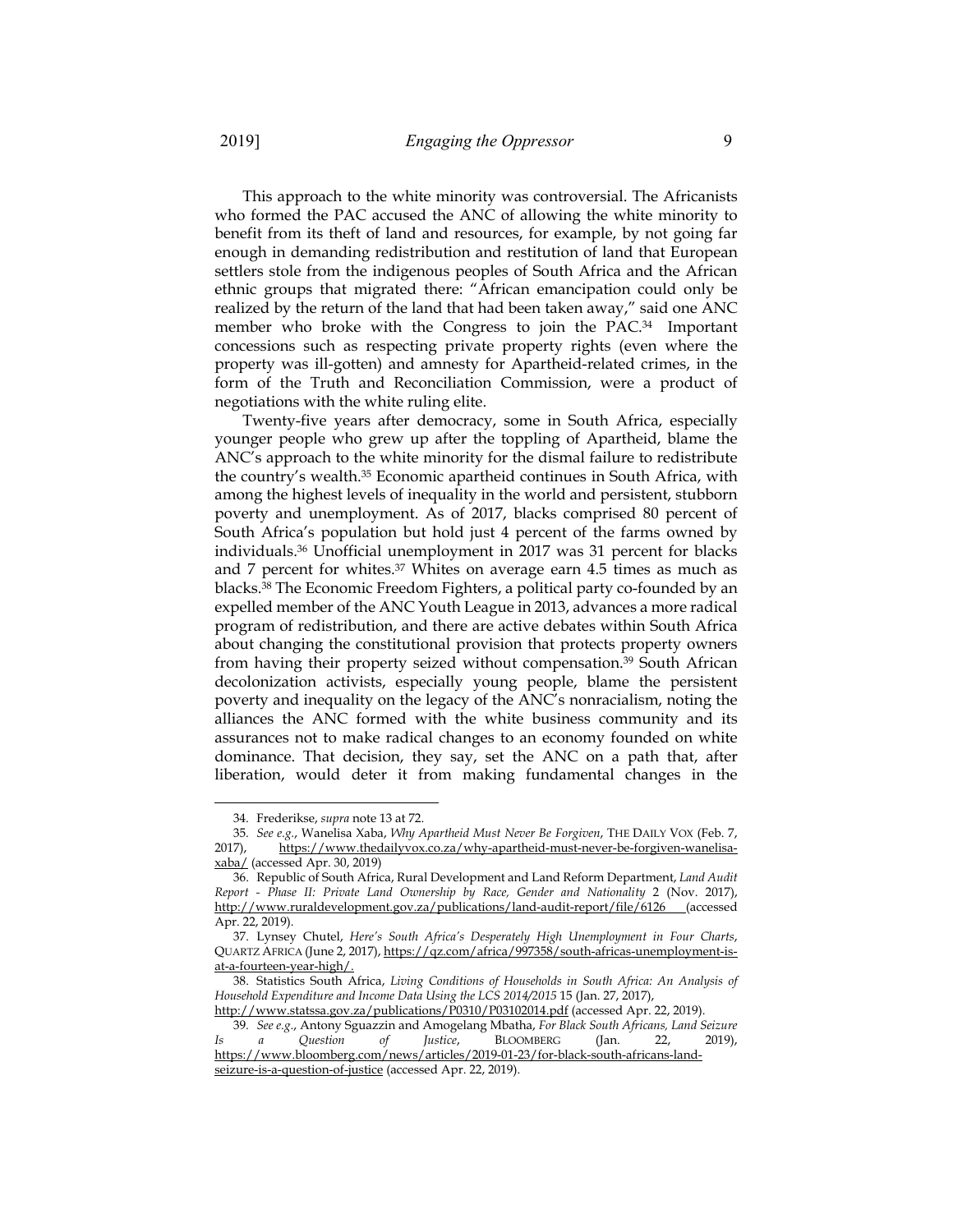This approach to the white minority was controversial. The Africanists who formed the PAC accused the ANC of allowing the white minority to benefit from its theft of land and resources, for example, by not going far enough in demanding redistribution and restitution of land that European settlers stole from the indigenous peoples of South Africa and the African ethnic groups that migrated there: "African emancipation could only be realized by the return of the land that had been taken away," said one ANC member who broke with the Congress to join the PAC.[34] Important concessions such as respecting private property rights (even where the property was ill-gotten) and amnesty for Apartheid-related crimes, in the form of the Truth and Reconciliation Commission, were a product of negotiations with the white ruling elite.

Twenty-five years after democracy, some in South Africa, especially younger people who grew up after the toppling of Apartheid, blame the ANC's approach to the white minority for the dismal failure to redistribute the country's wealth.[35] Economic apartheid continues in South Africa, with among the highest levels of inequality in the world and persistent, stubborn poverty and unemployment. As of 2017, blacks comprised 80 percent of South Africa's population but hold just 4 percent of the farms owned by individuals.[36] Unofficial unemployment in 2017 was 31 percent for blacks and 7 percent for whites.[37] Whites on average earn 4.5 times as much as blacks.[38] The Economic Freedom Fighters, a political party co-founded by an expelled member of the ANC Youth League in 2013, advances a more radical program of redistribution, and there are active debates within South Africa about changing the constitutional provision that protects property owners from having their property seized without compensation.[39] South African decolonization activists, especially young people, blame the persistent poverty and inequality on the legacy of the ANC's nonracialism, noting the alliances the ANC formed with the white business community and its assurances not to make radical changes to an economy founded on white dominance. That decision, they say, set the ANC on a path that, after liberation, would deter it from making fundamental changes in the

---

34. Frederikse, *supra* note 13 at 72.

35. *See e.g.*, Wanelisa Xaba, *Why Apartheid Must Never Be Forgiven*, THE DAILY VOX (Feb. 7, 2017), https://www.thedailyvox.co.za/why-apartheid-must-never-be-forgiven-wanelisa-xaba/ (accessed Apr. 30, 2019)

36. Republic of South Africa, Rural Development and Land Reform Department, *Land Audit Report - Phase II: Private Land Ownership by Race, Gender and Nationality* 2 (Nov. 2017), http://www.ruraldevelopment.gov.za/publications/land-audit-report/file/6126 (accessed Apr. 22, 2019).

37. Lynsey Chutel, *Here's South Africa's Desperately High Unemployment in Four Charts*, QUARTZ AFRICA (June 2, 2017), https://qz.com/africa/997358/south-africas-unemployment-is-at-a-fourteen-year-high/.

38. Statistics South Africa, *Living Conditions of Households in South Africa: An Analysis of Household Expenditure and Income Data Using the LCS 2014/2015* 15 (Jan. 27, 2017), http://www.statssa.gov.za/publications/P0310/P03102014.pdf (accessed Apr. 22, 2019).

39. *See e.g.*, Antony Sguazzin and Amogelang Mbatha, *For Black South Africans, Land Seizure Is a Question of Justice*, BLOOMBERG (Jan. 22, 2019), https://www.bloomberg.com/news/articles/2019-01-23/for-black-south-africans-land-seizure-is-a-question-of-justice (accessed Apr. 22, 2019).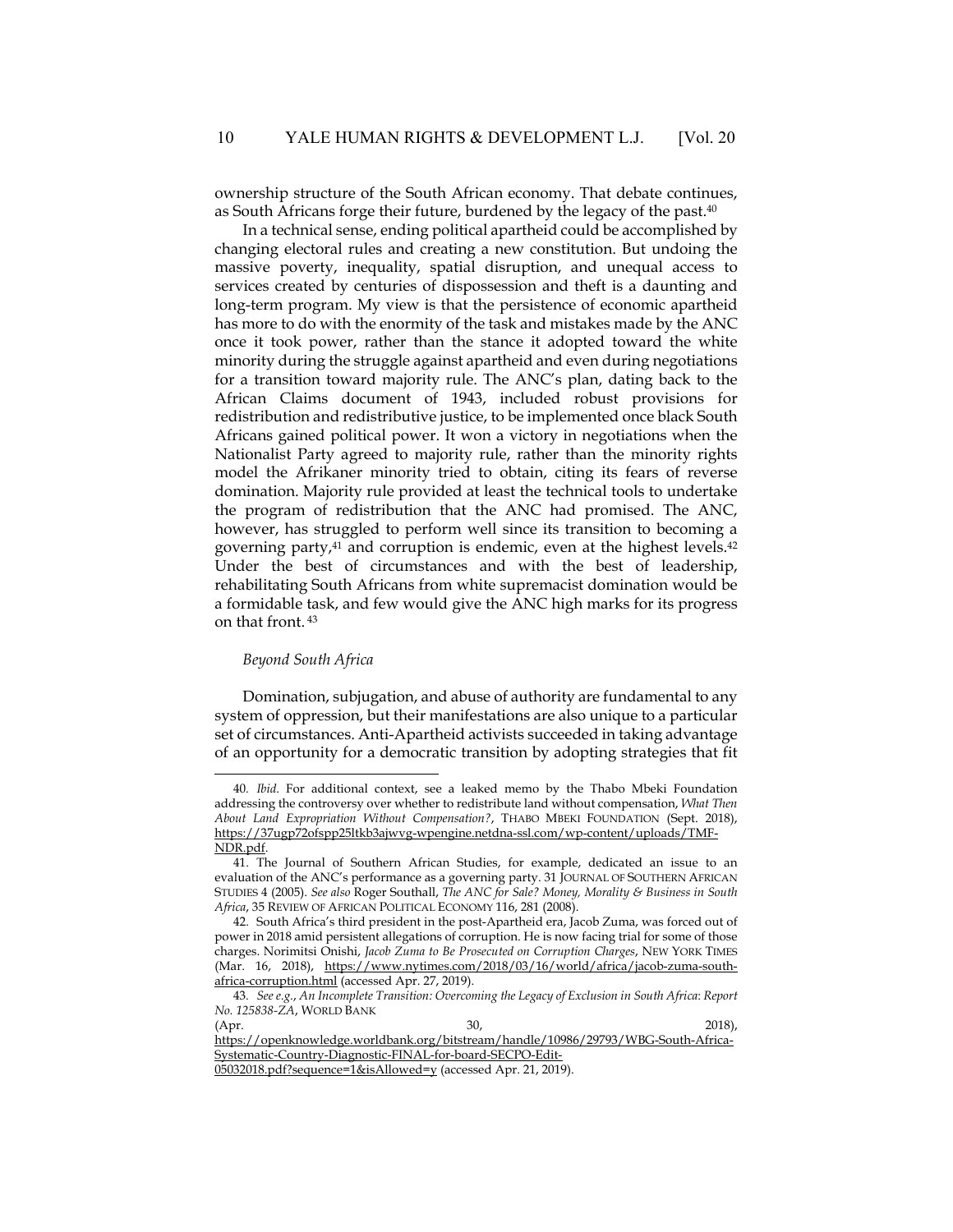ownership structure of the South African economy. That debate continues, as South Africans forge their future, burdened by the legacy of the past.[40]

In a technical sense, ending political apartheid could be accomplished by changing electoral rules and creating a new constitution. But undoing the massive poverty, inequality, spatial disruption, and unequal access to services created by centuries of dispossession and theft is a daunting and long-term program. My view is that the persistence of economic apartheid has more to do with the enormity of the task and mistakes made by the ANC once it took power, rather than the stance it adopted toward the white minority during the struggle against apartheid and even during negotiations for a transition toward majority rule. The ANC's plan, dating back to the African Claims document of 1943, included robust provisions for redistribution and redistributive justice, to be implemented once black South Africans gained political power. It won a victory in negotiations when the Nationalist Party agreed to majority rule, rather than the minority rights model the Afrikaner minority tried to obtain, citing its fears of reverse domination. Majority rule provided at least the technical tools to undertake the program of redistribution that the ANC had promised. The ANC, however, has struggled to perform well since its transition to becoming a governing party,[41] and corruption is endemic, even at the highest levels.[42] Under the best of circumstances and with the best of leadership, rehabilitating South Africans from white supremacist domination would be a formidable task, and few would give the ANC high marks for its progress on that front.[43]

### *Beyond South Africa*

Domination, subjugation, and abuse of authority are fundamental to any system of oppression, but their manifestations are also unique to a particular set of circumstances. Anti-Apartheid activists succeeded in taking advantage of an opportunity for a democratic transition by adopting strategies that fit

---

40. *Ibid.* For additional context, see a leaked memo by the Thabo Mbeki Foundation addressing the controversy over whether to redistribute land without compensation, *What Then About Land Expropriation Without Compensation?*, THABO MBEKI FOUNDATION (Sept. 2018), https://37ugp72ofspp25ltkb3ajwvg-wpengine.netdna-ssl.com/wp-content/uploads/TMF-NDR.pdf.

41. The Journal of Southern African Studies, for example, dedicated an issue to an evaluation of the ANC's performance as a governing party. 31 JOURNAL OF SOUTHERN AFRICAN STUDIES 4 (2005). *See also* Roger Southall, *The ANC for Sale? Money, Morality & Business in South Africa*, 35 REVIEW OF AFRICAN POLITICAL ECONOMY 116, 281 (2008).

42. South Africa's third president in the post-Apartheid era, Jacob Zuma, was forced out of power in 2018 amid persistent allegations of corruption. He is now facing trial for some of those charges. Norimitsi Onishi, *Jacob Zuma to Be Prosecuted on Corruption Charges*, NEW YORK TIMES (Mar. 16, 2018), https://www.nytimes.com/2018/03/16/world/africa/jacob-zuma-south-africa-corruption.html (accessed Apr. 27, 2019).

43. *See e.g.*, *An Incomplete Transition: Overcoming the Legacy of Exclusion in South Africa*: *Report No. 125838-ZA*, WORLD BANK (Apr. 30, 2018), https://openknowledge.worldbank.org/bitstream/handle/10986/29793/WBG-South-Africa-Systematic-Country-Diagnostic-FINAL-for-board-SECPO-Edit-05032018.pdf?sequence=1&isAllowed=y (accessed Apr. 21, 2019).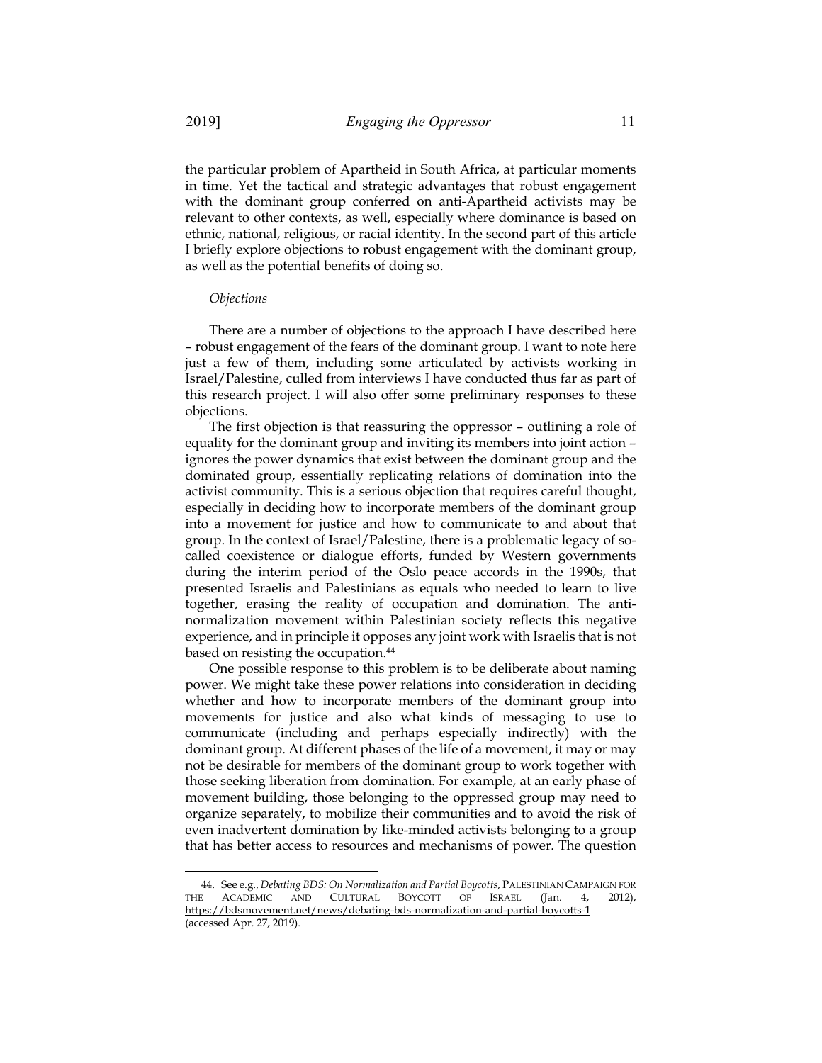the particular problem of Apartheid in South Africa, at particular moments in time. Yet the tactical and strategic advantages that robust engagement with the dominant group conferred on anti-Apartheid activists may be relevant to other contexts, as well, especially where dominance is based on ethnic, national, religious, or racial identity. In the second part of this article I briefly explore objections to robust engagement with the dominant group, as well as the potential benefits of doing so.

*Objections*

There are a number of objections to the approach I have described here – robust engagement of the fears of the dominant group. I want to note here just a few of them, including some articulated by activists working in Israel/Palestine, culled from interviews I have conducted thus far as part of this research project. I will also offer some preliminary responses to these objections.

The first objection is that reassuring the oppressor – outlining a role of equality for the dominant group and inviting its members into joint action – ignores the power dynamics that exist between the dominant group and the dominated group, essentially replicating relations of domination into the activist community. This is a serious objection that requires careful thought, especially in deciding how to incorporate members of the dominant group into a movement for justice and how to communicate to and about that group. In the context of Israel/Palestine, there is a problematic legacy of so-called coexistence or dialogue efforts, funded by Western governments during the interim period of the Oslo peace accords in the 1990s, that presented Israelis and Palestinians as equals who needed to learn to live together, erasing the reality of occupation and domination. The anti-normalization movement within Palestinian society reflects this negative experience, and in principle it opposes any joint work with Israelis that is not based on resisting the occupation.[44]

One possible response to this problem is to be deliberate about naming power. We might take these power relations into consideration in deciding whether and how to incorporate members of the dominant group into movements for justice and also what kinds of messaging to use to communicate (including and perhaps especially indirectly) with the dominant group. At different phases of the life of a movement, it may or may not be desirable for members of the dominant group to work together with those seeking liberation from domination. For example, at an early phase of movement building, those belonging to the oppressed group may need to organize separately, to mobilize their communities and to avoid the risk of even inadvertent domination by like-minded activists belonging to a group that has better access to resources and mechanisms of power. The question

44. See e.g., *Debating BDS: On Normalization and Partial Boycotts*, PALESTINIAN CAMPAIGN FOR THE ACADEMIC AND CULTURAL BOYCOTT OF ISRAEL (Jan. 4, 2012), https://bdsmovement.net/news/debating-bds-normalization-and-partial-boycotts-1 (accessed Apr. 27, 2019).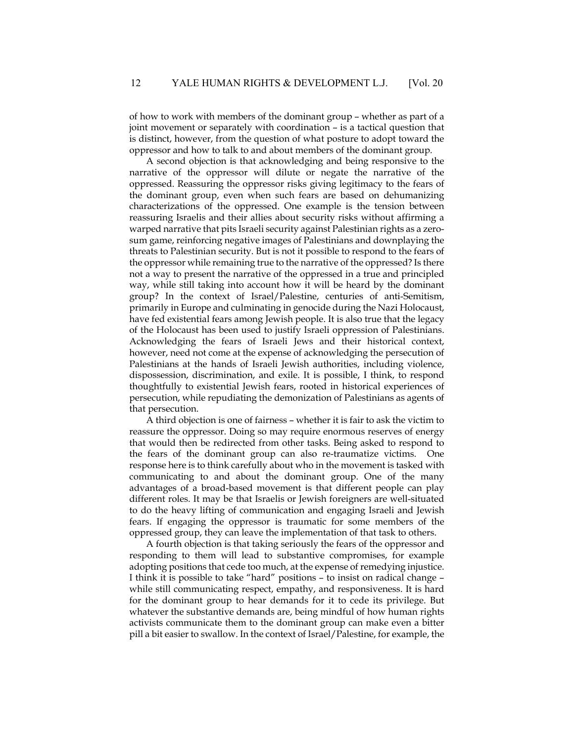of how to work with members of the dominant group – whether as part of a joint movement or separately with coordination – is a tactical question that is distinct, however, from the question of what posture to adopt toward the oppressor and how to talk to and about members of the dominant group.

A second objection is that acknowledging and being responsive to the narrative of the oppressor will dilute or negate the narrative of the oppressed. Reassuring the oppressor risks giving legitimacy to the fears of the dominant group, even when such fears are based on dehumanizing characterizations of the oppressed. One example is the tension between reassuring Israelis and their allies about security risks without affirming a warped narrative that pits Israeli security against Palestinian rights as a zero-sum game, reinforcing negative images of Palestinians and downplaying the threats to Palestinian security. But is not it possible to respond to the fears of the oppressor while remaining true to the narrative of the oppressed? Is there not a way to present the narrative of the oppressed in a true and principled way, while still taking into account how it will be heard by the dominant group? In the context of Israel/Palestine, centuries of anti-Semitism, primarily in Europe and culminating in genocide during the Nazi Holocaust, have fed existential fears among Jewish people. It is also true that the legacy of the Holocaust has been used to justify Israeli oppression of Palestinians. Acknowledging the fears of Israeli Jews and their historical context, however, need not come at the expense of acknowledging the persecution of Palestinians at the hands of Israeli Jewish authorities, including violence, dispossession, discrimination, and exile. It is possible, I think, to respond thoughtfully to existential Jewish fears, rooted in historical experiences of persecution, while repudiating the demonization of Palestinians as agents of that persecution.

A third objection is one of fairness – whether it is fair to ask the victim to reassure the oppressor. Doing so may require enormous reserves of energy that would then be redirected from other tasks. Being asked to respond to the fears of the dominant group can also re-traumatize victims. One response here is to think carefully about who in the movement is tasked with communicating to and about the dominant group. One of the many advantages of a broad-based movement is that different people can play different roles. It may be that Israelis or Jewish foreigners are well-situated to do the heavy lifting of communication and engaging Israeli and Jewish fears. If engaging the oppressor is traumatic for some members of the oppressed group, they can leave the implementation of that task to others.

A fourth objection is that taking seriously the fears of the oppressor and responding to them will lead to substantive compromises, for example adopting positions that cede too much, at the expense of remedying injustice. I think it is possible to take "hard" positions – to insist on radical change – while still communicating respect, empathy, and responsiveness. It is hard for the dominant group to hear demands for it to cede its privilege. But whatever the substantive demands are, being mindful of how human rights activists communicate them to the dominant group can make even a bitter pill a bit easier to swallow. In the context of Israel/Palestine, for example, the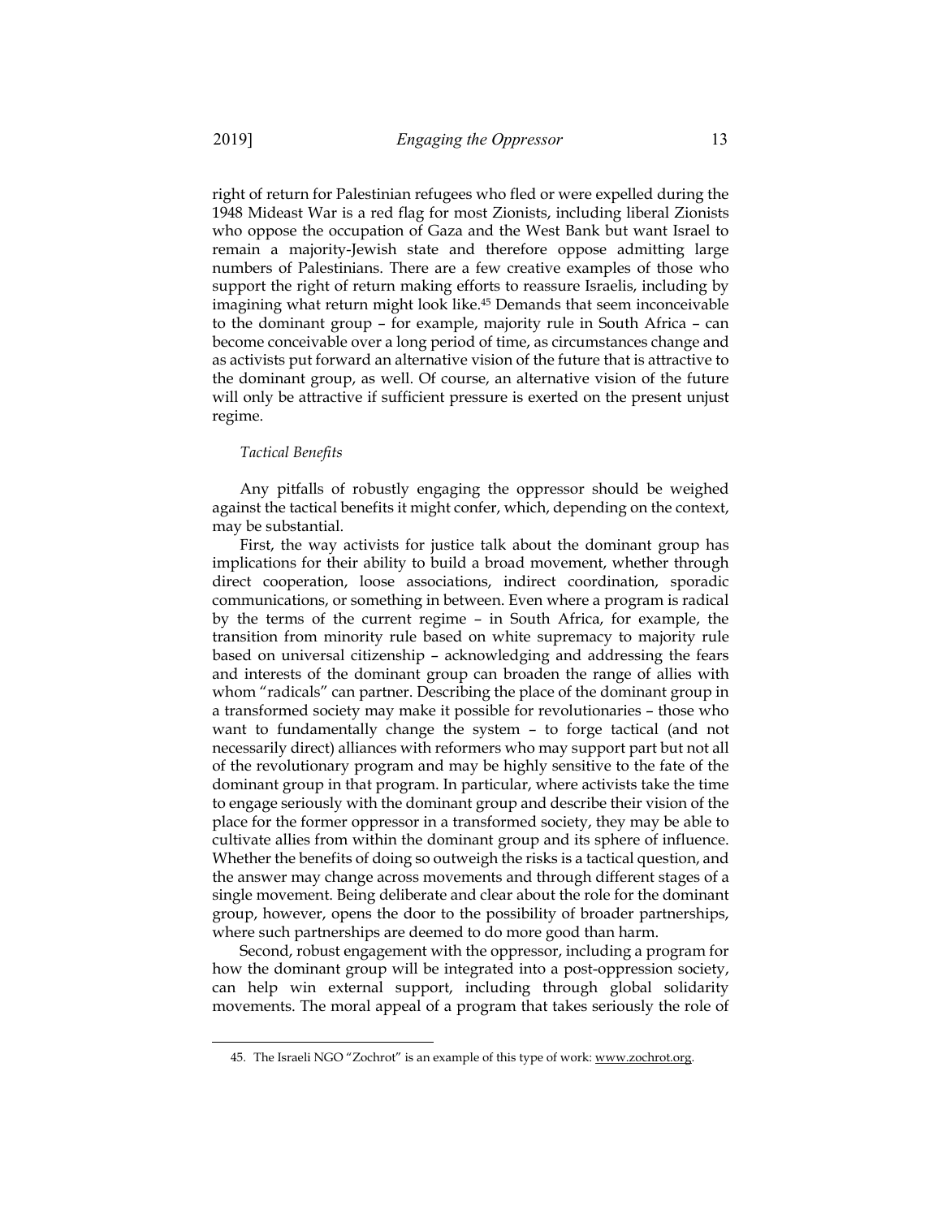right of return for Palestinian refugees who fled or were expelled during the 1948 Mideast War is a red flag for most Zionists, including liberal Zionists who oppose the occupation of Gaza and the West Bank but want Israel to remain a majority-Jewish state and therefore oppose admitting large numbers of Palestinians. There are a few creative examples of those who support the right of return making efforts to reassure Israelis, including by imagining what return might look like.[45] Demands that seem inconceivable to the dominant group – for example, majority rule in South Africa – can become conceivable over a long period of time, as circumstances change and as activists put forward an alternative vision of the future that is attractive to the dominant group, as well. Of course, an alternative vision of the future will only be attractive if sufficient pressure is exerted on the present unjust regime.

*Tactical Benefits*

Any pitfalls of robustly engaging the oppressor should be weighed against the tactical benefits it might confer, which, depending on the context, may be substantial.

First, the way activists for justice talk about the dominant group has implications for their ability to build a broad movement, whether through direct cooperation, loose associations, indirect coordination, sporadic communications, or something in between. Even where a program is radical by the terms of the current regime – in South Africa, for example, the transition from minority rule based on white supremacy to majority rule based on universal citizenship – acknowledging and addressing the fears and interests of the dominant group can broaden the range of allies with whom "radicals" can partner. Describing the place of the dominant group in a transformed society may make it possible for revolutionaries – those who want to fundamentally change the system – to forge tactical (and not necessarily direct) alliances with reformers who may support part but not all of the revolutionary program and may be highly sensitive to the fate of the dominant group in that program. In particular, where activists take the time to engage seriously with the dominant group and describe their vision of the place for the former oppressor in a transformed society, they may be able to cultivate allies from within the dominant group and its sphere of influence. Whether the benefits of doing so outweigh the risks is a tactical question, and the answer may change across movements and through different stages of a single movement. Being deliberate and clear about the role for the dominant group, however, opens the door to the possibility of broader partnerships, where such partnerships are deemed to do more good than harm.

Second, robust engagement with the oppressor, including a program for how the dominant group will be integrated into a post-oppression society, can help win external support, including through global solidarity movements. The moral appeal of a program that takes seriously the role of

45. The Israeli NGO "Zochrot" is an example of this type of work: www.zochrot.org.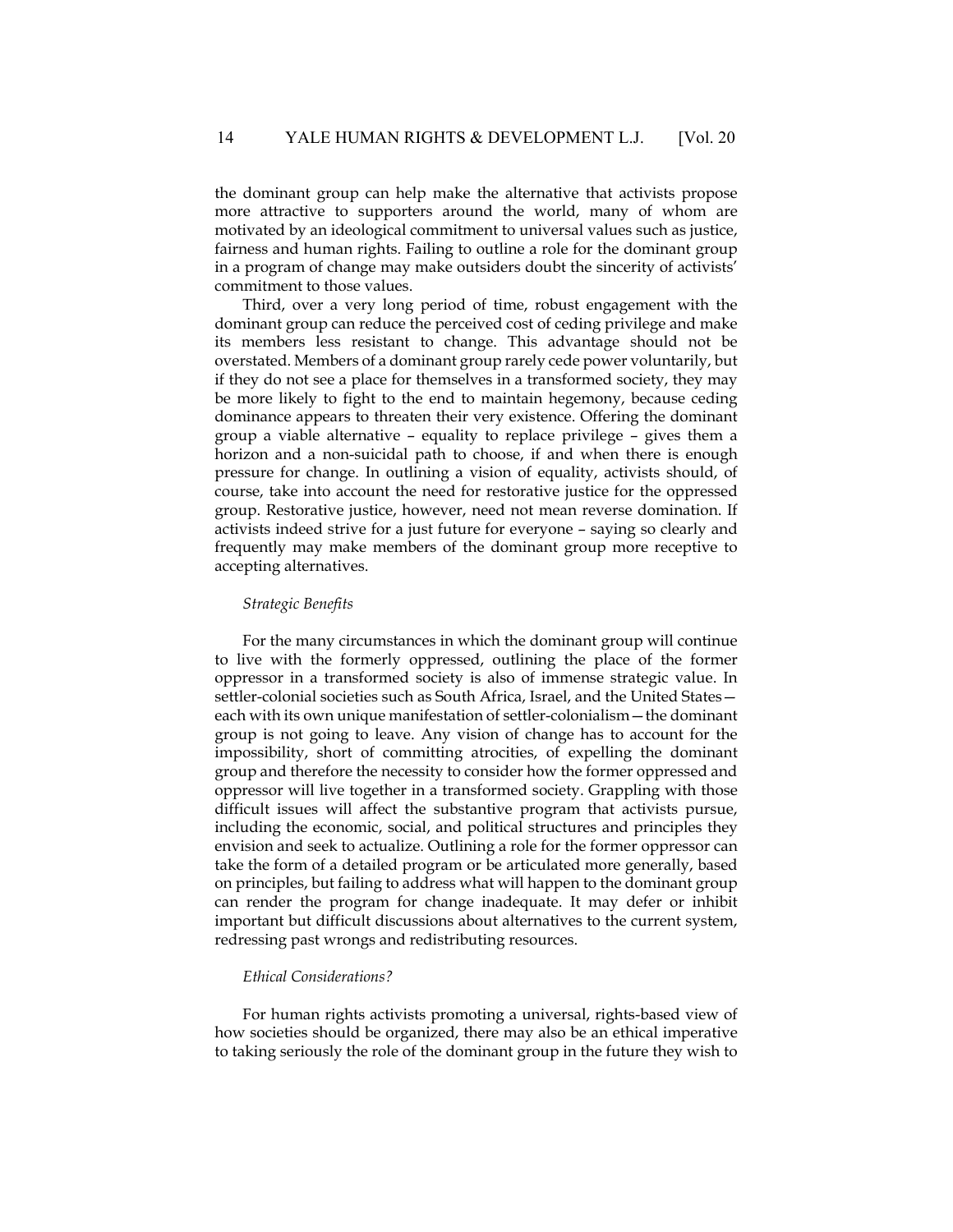the dominant group can help make the alternative that activists propose more attractive to supporters around the world, many of whom are motivated by an ideological commitment to universal values such as justice, fairness and human rights. Failing to outline a role for the dominant group in a program of change may make outsiders doubt the sincerity of activists' commitment to those values.

Third, over a very long period of time, robust engagement with the dominant group can reduce the perceived cost of ceding privilege and make its members less resistant to change. This advantage should not be overstated. Members of a dominant group rarely cede power voluntarily, but if they do not see a place for themselves in a transformed society, they may be more likely to fight to the end to maintain hegemony, because ceding dominance appears to threaten their very existence. Offering the dominant group a viable alternative – equality to replace privilege – gives them a horizon and a non-suicidal path to choose, if and when there is enough pressure for change. In outlining a vision of equality, activists should, of course, take into account the need for restorative justice for the oppressed group. Restorative justice, however, need not mean reverse domination. If activists indeed strive for a just future for everyone – saying so clearly and frequently may make members of the dominant group more receptive to accepting alternatives.

*Strategic Benefits*

For the many circumstances in which the dominant group will continue to live with the formerly oppressed, outlining the place of the former oppressor in a transformed society is also of immense strategic value. In settler-colonial societies such as South Africa, Israel, and the United States—each with its own unique manifestation of settler-colonialism—the dominant group is not going to leave. Any vision of change has to account for the impossibility, short of committing atrocities, of expelling the dominant group and therefore the necessity to consider how the former oppressed and oppressor will live together in a transformed society. Grappling with those difficult issues will affect the substantive program that activists pursue, including the economic, social, and political structures and principles they envision and seek to actualize. Outlining a role for the former oppressor can take the form of a detailed program or be articulated more generally, based on principles, but failing to address what will happen to the dominant group can render the program for change inadequate. It may defer or inhibit important but difficult discussions about alternatives to the current system, redressing past wrongs and redistributing resources.

*Ethical Considerations?*

For human rights activists promoting a universal, rights-based view of how societies should be organized, there may also be an ethical imperative to taking seriously the role of the dominant group in the future they wish to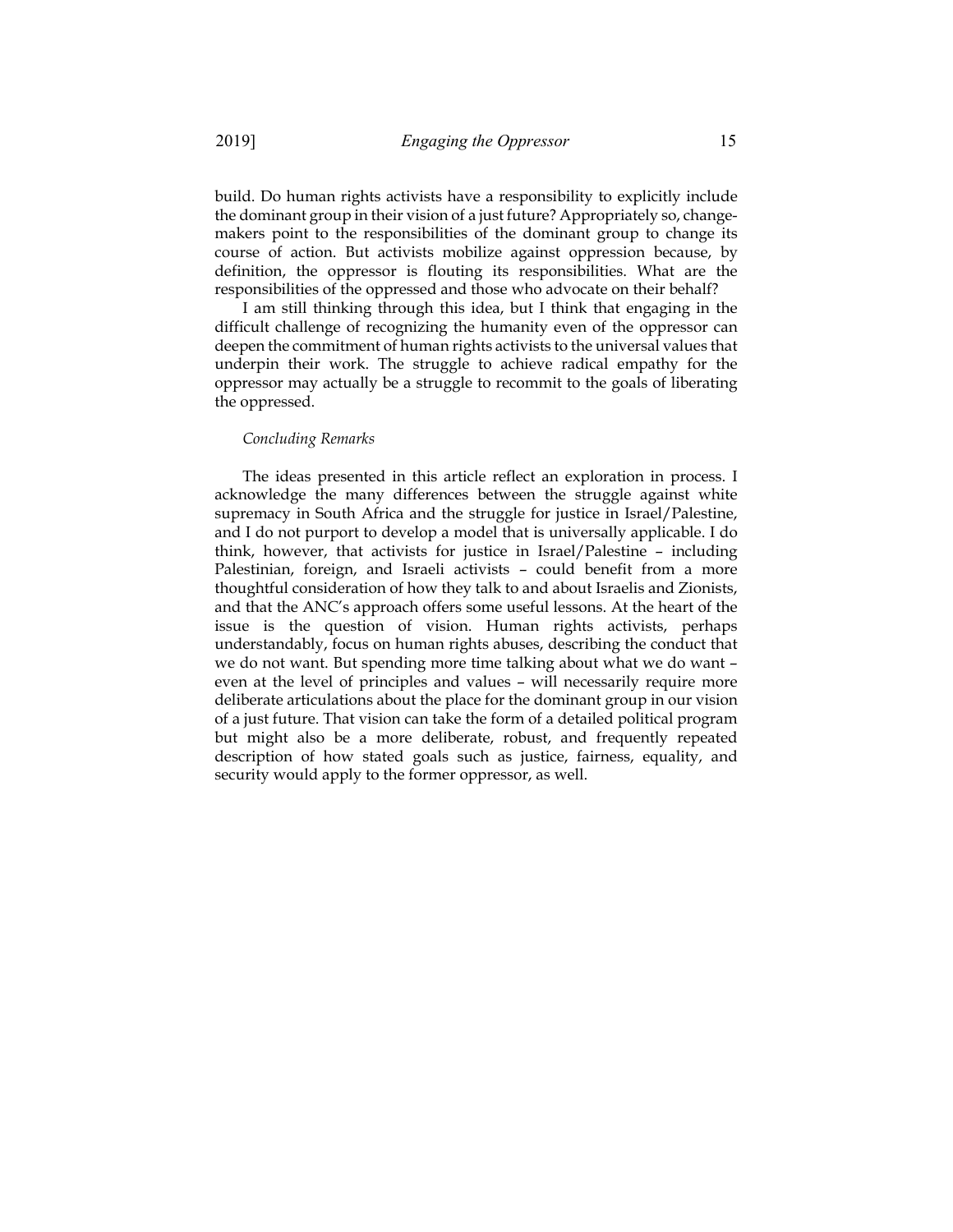build. Do human rights activists have a responsibility to explicitly include the dominant group in their vision of a just future? Appropriately so, change-makers point to the responsibilities of the dominant group to change its course of action. But activists mobilize against oppression because, by definition, the oppressor is flouting its responsibilities. What are the responsibilities of the oppressed and those who advocate on their behalf?

I am still thinking through this idea, but I think that engaging in the difficult challenge of recognizing the humanity even of the oppressor can deepen the commitment of human rights activists to the universal values that underpin their work. The struggle to achieve radical empathy for the oppressor may actually be a struggle to recommit to the goals of liberating the oppressed.

*Concluding Remarks*

The ideas presented in this article reflect an exploration in process. I acknowledge the many differences between the struggle against white supremacy in South Africa and the struggle for justice in Israel/Palestine, and I do not purport to develop a model that is universally applicable. I do think, however, that activists for justice in Israel/Palestine – including Palestinian, foreign, and Israeli activists – could benefit from a more thoughtful consideration of how they talk to and about Israelis and Zionists, and that the ANC's approach offers some useful lessons. At the heart of the issue is the question of vision. Human rights activists, perhaps understandably, focus on human rights abuses, describing the conduct that we do not want. But spending more time talking about what we do want – even at the level of principles and values – will necessarily require more deliberate articulations about the place for the dominant group in our vision of a just future. That vision can take the form of a detailed political program but might also be a more deliberate, robust, and frequently repeated description of how stated goals such as justice, fairness, equality, and security would apply to the former oppressor, as well.